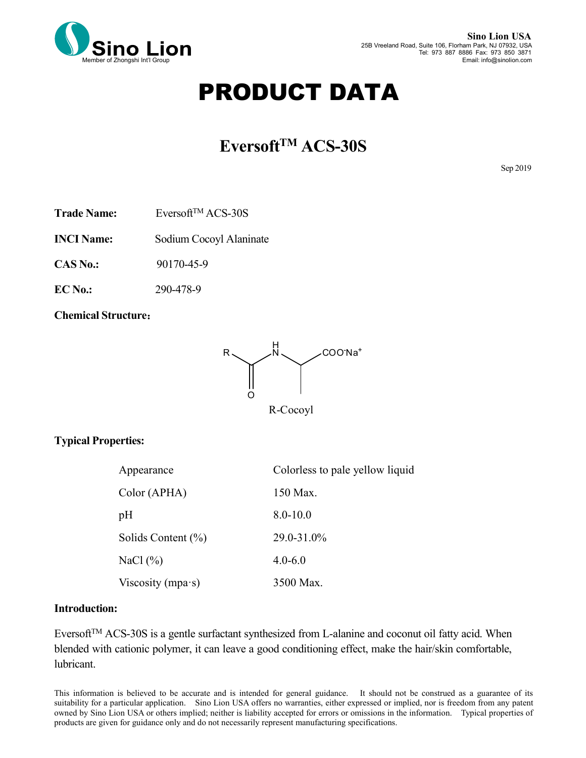Sino Lion
Member of Zhongshi Int'l Group

**Sino Lion USA**
25B Vreeland Road, Suite 106, Florham Park, NJ 07932, USA
Tel: 973 887 8886 Fax: 973 850 3871
Email: info@sinolion.com

# PRODUCT DATA

## Eversoft$^{TM}$ ACS-30S

Sep 2019

**Trade Name:** Eversoft$^{TM}$ ACS-30S

**INCI Name:** Sodium Cocoyl Alaninate

**CAS No.:** 90170-45-9

**EC No.:** 290-478-9

**Chemical Structure：**

R-C(=O)-NH-CH($CH_3$)-$COO^-Na^+$

R-Cocoyl

**Typical Properties:**

| Property | Value |
|---|---|
| Appearance | Colorless to pale yellow liquid |
| Color (APHA) | 150 Max. |
| pH | 8.0-10.0 |
| Solids Content (%) | 29.0-31.0% |
| NaCl (%) | 4.0-6.0 |
| Viscosity (mpa·s) | 3500 Max. |

**Introduction:**

Eversoft$^{TM}$ ACS-30S is a gentle surfactant synthesized from L-alanine and coconut oil fatty acid. When blended with cationic polymer, it can leave a good conditioning effect, make the hair/skin comfortable, lubricant.

This information is believed to be accurate and is intended for general guidance. It should not be construed as a guarantee of its suitability for a particular application. Sino Lion USA offers no warranties, either expressed or implied, nor is freedom from any patent owned by Sino Lion USA or others implied; neither is liability accepted for errors or omissions in the information. Typical properties of products are given for guidance only and do not necessarily represent manufacturing specifications.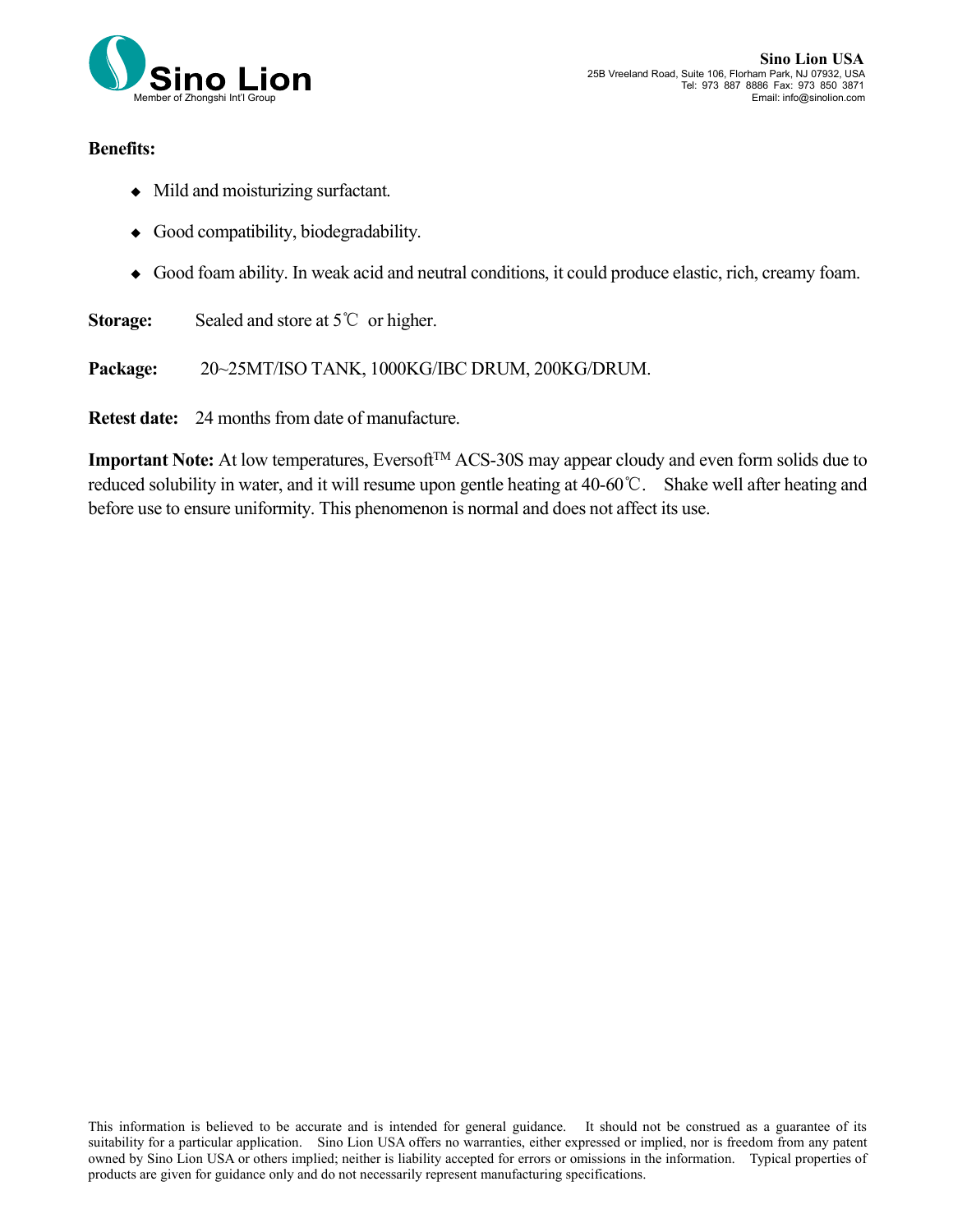**Benefits:**

- Mild and moisturizing surfactant.
- Good compatibility, biodegradability.
- Good foam ability. In weak acid and neutral conditions, it could produce elastic, rich, creamy foam.

**Storage:** Sealed and store at 5℃ or higher.

**Package:** 20~25MT/ISO TANK, 1000KG/IBC DRUM, 200KG/DRUM.

**Retest date:** 24 months from date of manufacture.

**Important Note:** At low temperatures, Eversoft™ ACS-30S may appear cloudy and even form solids due to reduced solubility in water, and it will resume upon gentle heating at 40-60℃. Shake well after heating and before use to ensure uniformity. This phenomenon is normal and does not affect its use.

This information is believed to be accurate and is intended for general guidance. It should not be construed as a guarantee of its suitability for a particular application. Sino Lion USA offers no warranties, either expressed or implied, nor is freedom from any patent owned by Sino Lion USA or others implied; neither is liability accepted for errors or omissions in the information. Typical properties of products are given for guidance only and do not necessarily represent manufacturing specifications.